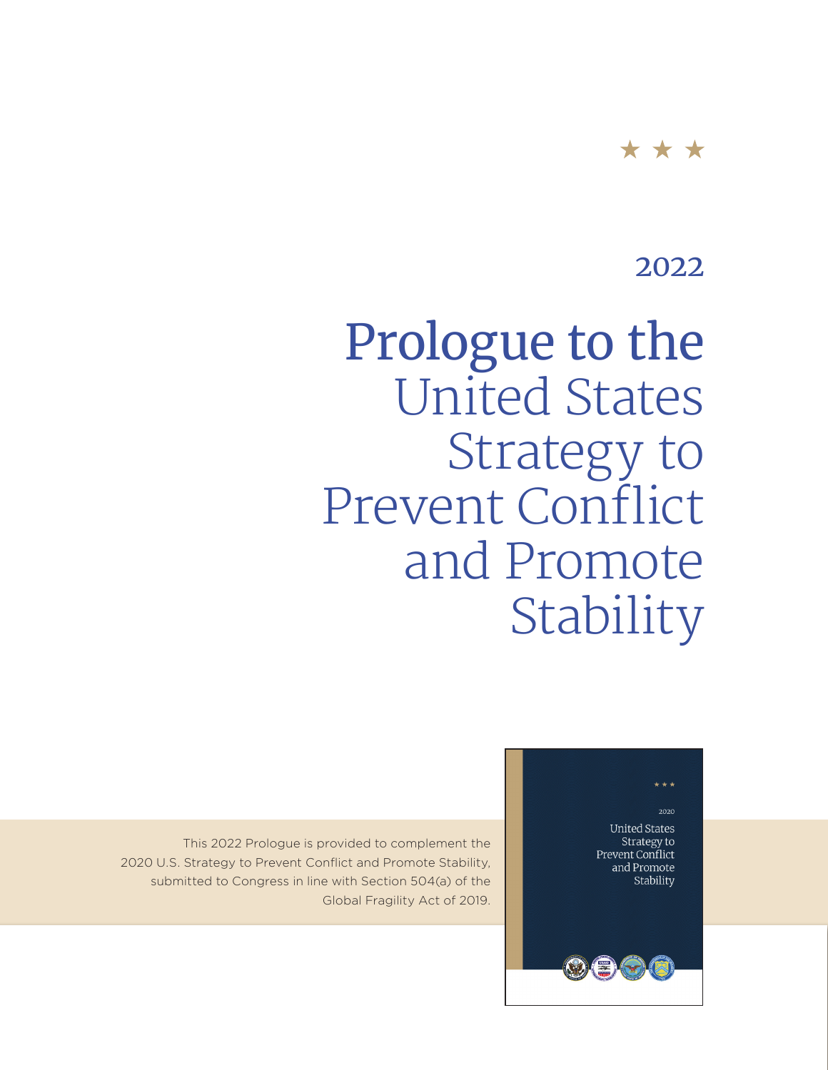2022

# Prologue to the United States Strategy to Prevent Conflict and Promote Stability

This 2022 Prologue is provided to complement the 2020 U.S. Strategy to Prevent Conflict and Promote Stability, submitted to Congress in line with Section 504(a) of the Global Fragility Act of 2019.

2020

United States Strategy to Prevent Conflict and Promote Stability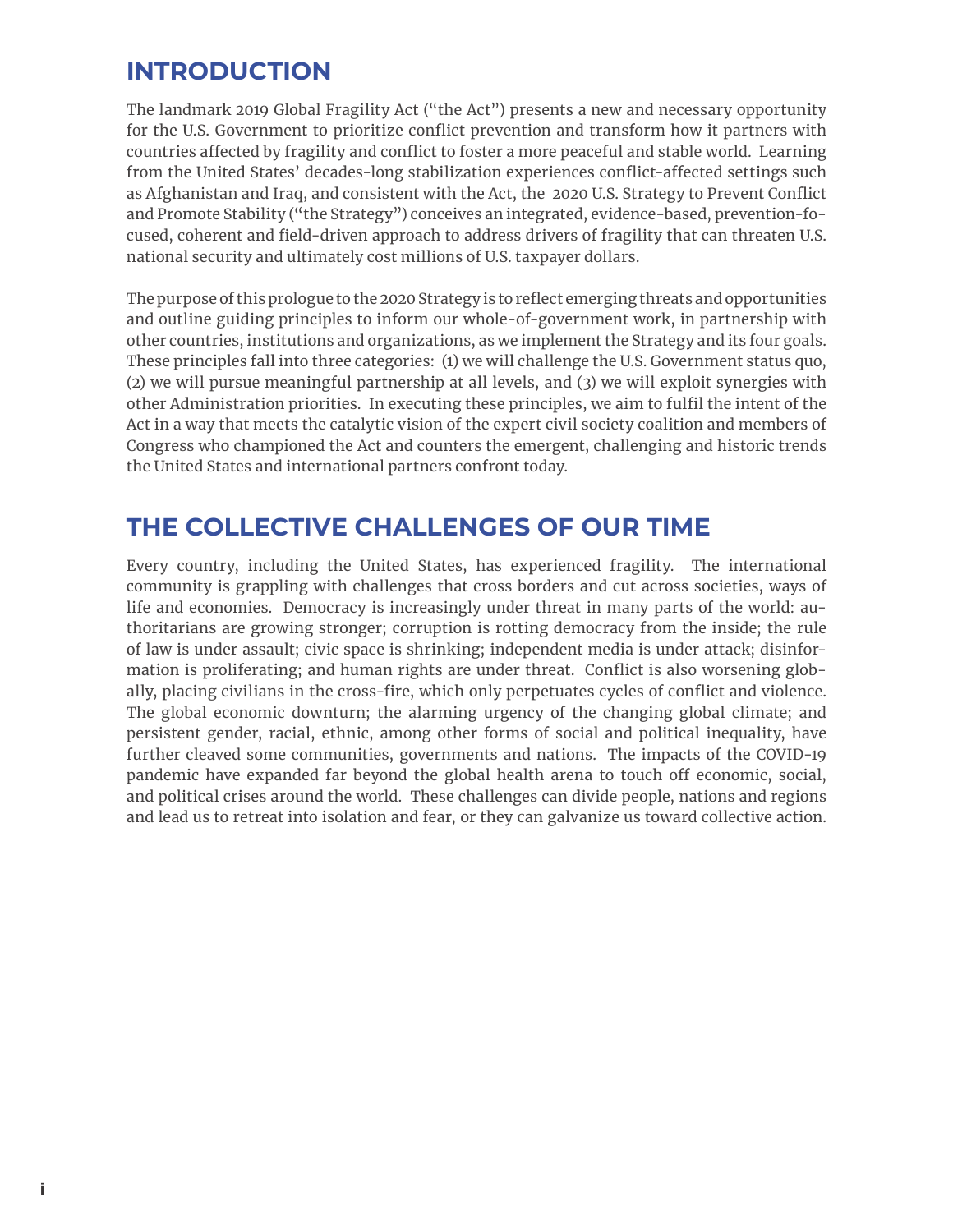## INTRODUCTION

The landmark 2019 Global Fragility Act ("the Act") presents a new and necessary opportunity for the U.S. Government to prioritize conflict prevention and transform how it partners with countries affected by fragility and conflict to foster a more peaceful and stable world. Learning from the United States' decades-long stabilization experiences conflict-affected settings such as Afghanistan and Iraq, and consistent with the Act, the 2020 U.S. Strategy to Prevent Conflict and Promote Stability ("the Strategy") conceives an integrated, evidence-based, prevention-focused, coherent and field-driven approach to address drivers of fragility that can threaten U.S. national security and ultimately cost millions of U.S. taxpayer dollars.

The purpose of this prologue to the 2020 Strategy is to reflect emerging threats and opportunities and outline guiding principles to inform our whole-of-government work, in partnership with other countries, institutions and organizations, as we implement the Strategy and its four goals. These principles fall into three categories: (1) we will challenge the U.S. Government status quo, (2) we will pursue meaningful partnership at all levels, and (3) we will exploit synergies with other Administration priorities. In executing these principles, we aim to fulfil the intent of the Act in a way that meets the catalytic vision of the expert civil society coalition and members of Congress who championed the Act and counters the emergent, challenging and historic trends the United States and international partners confront today.

## THE COLLECTIVE CHALLENGES OF OUR TIME

Every country, including the United States, has experienced fragility. The international community is grappling with challenges that cross borders and cut across societies, ways of life and economies. Democracy is increasingly under threat in many parts of the world: authoritarians are growing stronger; corruption is rotting democracy from the inside; the rule of law is under assault; civic space is shrinking; independent media is under attack; disinformation is proliferating; and human rights are under threat. Conflict is also worsening globally, placing civilians in the cross-fire, which only perpetuates cycles of conflict and violence. The global economic downturn; the alarming urgency of the changing global climate; and persistent gender, racial, ethnic, among other forms of social and political inequality, have further cleaved some communities, governments and nations. The impacts of the COVID-19 pandemic have expanded far beyond the global health arena to touch off economic, social, and political crises around the world. These challenges can divide people, nations and regions and lead us to retreat into isolation and fear, or they can galvanize us toward collective action.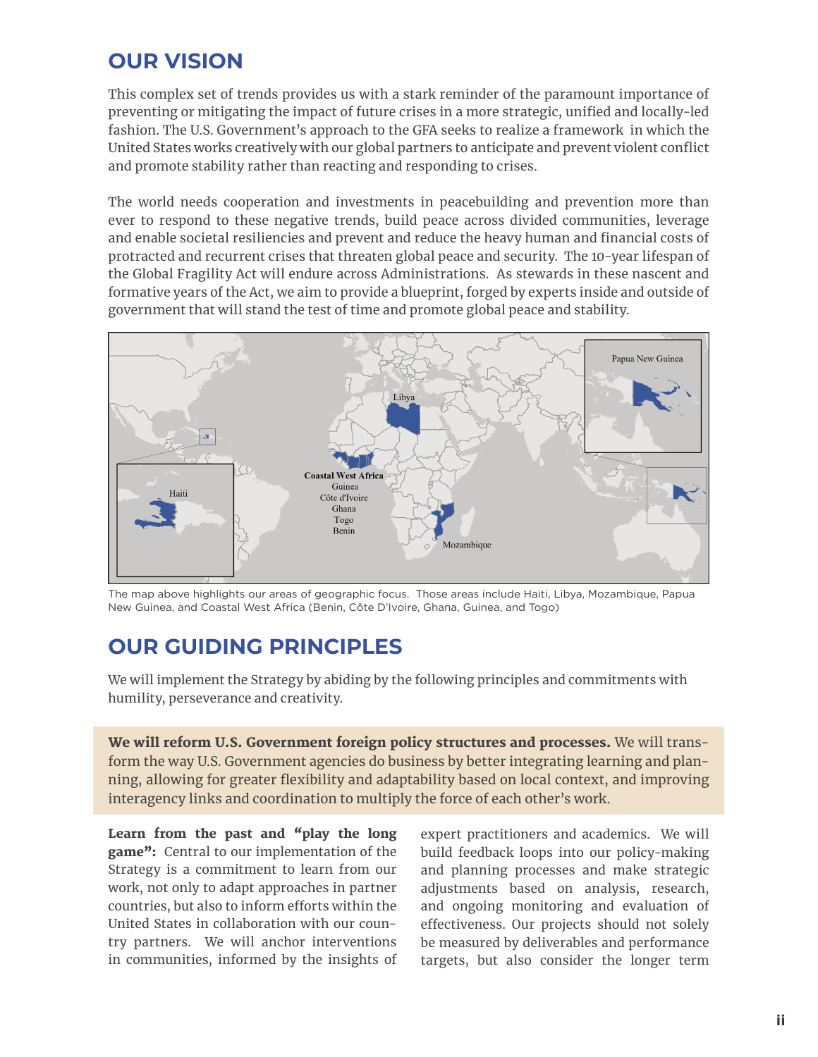## OUR VISION

This complex set of trends provides us with a stark reminder of the paramount importance of preventing or mitigating the impact of future crises in a more strategic, unified and locally-led fashion. The U.S. Government's approach to the GFA seeks to realize a framework in which the United States works creatively with our global partners to anticipate and prevent violent conflict and promote stability rather than reacting and responding to crises.

The world needs cooperation and investments in peacebuilding and prevention more than ever to respond to these negative trends, build peace across divided communities, leverage and enable societal resiliencies and prevent and reduce the heavy human and financial costs of protracted and recurrent crises that threaten global peace and security. The 10-year lifespan of the Global Fragility Act will endure across Administrations. As stewards in these nascent and formative years of the Act, we aim to provide a blueprint, forged by experts inside and outside of government that will stand the test of time and promote global peace and stability.

The map above highlights our areas of geographic focus. Those areas include Haiti, Libya, Mozambique, Papua New Guinea, and Coastal West Africa (Benin, Côte D'Ivoire, Ghana, Guinea, and Togo)

## OUR GUIDING PRINCIPLES

We will implement the Strategy by abiding by the following principles and commitments with humility, perseverance and creativity.

**We will reform U.S. Government foreign policy structures and processes.** We will transform the way U.S. Government agencies do business by better integrating learning and planning, allowing for greater flexibility and adaptability based on local context, and improving interagency links and coordination to multiply the force of each other's work.

**Learn from the past and "play the long game":** Central to our implementation of the Strategy is a commitment to learn from our work, not only to adapt approaches in partner countries, but also to inform efforts within the United States in collaboration with our country partners. We will anchor interventions in communities, informed by the insights of expert practitioners and academics. We will build feedback loops into our policy-making and planning processes and make strategic adjustments based on analysis, research, and ongoing monitoring and evaluation of effectiveness. Our projects should not solely be measured by deliverables and performance targets, but also consider the longer term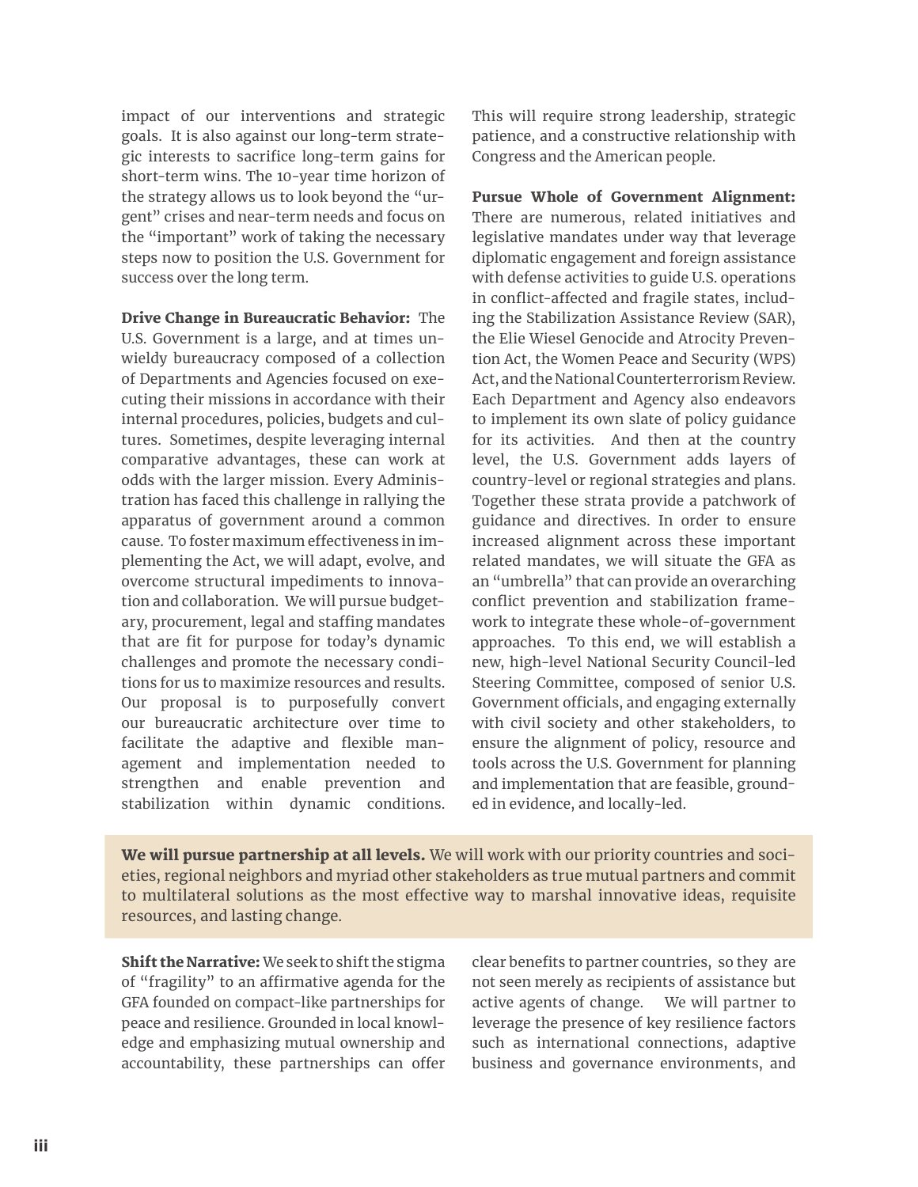impact of our interventions and strategic goals. It is also against our long-term strategic interests to sacrifice long-term gains for short-term wins. The 10-year time horizon of the strategy allows us to look beyond the "urgent" crises and near-term needs and focus on the "important" work of taking the necessary steps now to position the U.S. Government for success over the long term.

**Drive Change in Bureaucratic Behavior:** The U.S. Government is a large, and at times unwieldy bureaucracy composed of a collection of Departments and Agencies focused on executing their missions in accordance with their internal procedures, policies, budgets and cultures. Sometimes, despite leveraging internal comparative advantages, these can work at odds with the larger mission. Every Administration has faced this challenge in rallying the apparatus of government around a common cause. To foster maximum effectiveness in implementing the Act, we will adapt, evolve, and overcome structural impediments to innovation and collaboration. We will pursue budgetary, procurement, legal and staffing mandates that are fit for purpose for today's dynamic challenges and promote the necessary conditions for us to maximize resources and results. Our proposal is to purposefully convert our bureaucratic architecture over time to facilitate the adaptive and flexible management and implementation needed to strengthen and enable prevention and stabilization within dynamic conditions. This will require strong leadership, strategic patience, and a constructive relationship with Congress and the American people.

**Pursue Whole of Government Alignment:** There are numerous, related initiatives and legislative mandates under way that leverage diplomatic engagement and foreign assistance with defense activities to guide U.S. operations in conflict-affected and fragile states, including the Stabilization Assistance Review (SAR), the Elie Wiesel Genocide and Atrocity Prevention Act, the Women Peace and Security (WPS) Act, and the National Counterterrorism Review. Each Department and Agency also endeavors to implement its own slate of policy guidance for its activities. And then at the country level, the U.S. Government adds layers of country-level or regional strategies and plans. Together these strata provide a patchwork of guidance and directives. In order to ensure increased alignment across these important related mandates, we will situate the GFA as an "umbrella" that can provide an overarching conflict prevention and stabilization framework to integrate these whole-of-government approaches. To this end, we will establish a new, high-level National Security Council-led Steering Committee, composed of senior U.S. Government officials, and engaging externally with civil society and other stakeholders, to ensure the alignment of policy, resource and tools across the U.S. Government for planning and implementation that are feasible, grounded in evidence, and locally-led.

**We will pursue partnership at all levels.** We will work with our priority countries and societies, regional neighbors and myriad other stakeholders as true mutual partners and commit to multilateral solutions as the most effective way to marshal innovative ideas, requisite resources, and lasting change.

**Shift the Narrative:** We seek to shift the stigma of "fragility" to an affirmative agenda for the GFA founded on compact-like partnerships for peace and resilience. Grounded in local knowledge and emphasizing mutual ownership and accountability, these partnerships can offer clear benefits to partner countries, so they are not seen merely as recipients of assistance but active agents of change. We will partner to leverage the presence of key resilience factors such as international connections, adaptive business and governance environments, and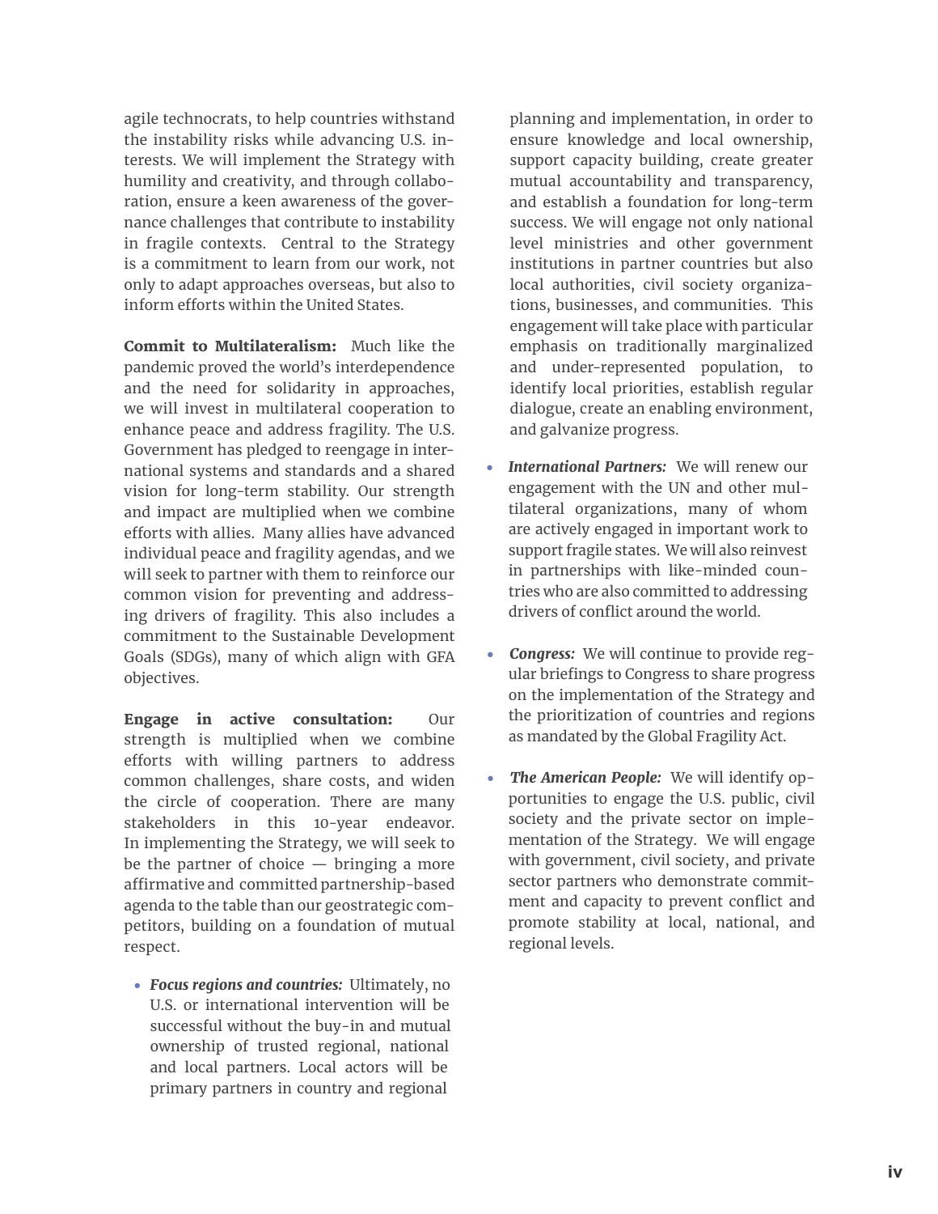agile technocrats, to help countries withstand the instability risks while advancing U.S. interests. We will implement the Strategy with humility and creativity, and through collaboration, ensure a keen awareness of the governance challenges that contribute to instability in fragile contexts. Central to the Strategy is a commitment to learn from our work, not only to adapt approaches overseas, but also to inform efforts within the United States.

**Commit to Multilateralism:** Much like the pandemic proved the world's interdependence and the need for solidarity in approaches, we will invest in multilateral cooperation to enhance peace and address fragility. The U.S. Government has pledged to reengage in international systems and standards and a shared vision for long-term stability. Our strength and impact are multiplied when we combine efforts with allies. Many allies have advanced individual peace and fragility agendas, and we will seek to partner with them to reinforce our common vision for preventing and addressing drivers of fragility. This also includes a commitment to the Sustainable Development Goals (SDGs), many of which align with GFA objectives.

**Engage in active consultation:** Our strength is multiplied when we combine efforts with willing partners to address common challenges, share costs, and widen the circle of cooperation. There are many stakeholders in this 10-year endeavor. In implementing the Strategy, we will seek to be the partner of choice — bringing a more affirmative and committed partnership-based agenda to the table than our geostrategic competitors, building on a foundation of mutual respect.

- ***Focus regions and countries:*** Ultimately, no U.S. or international intervention will be successful without the buy-in and mutual ownership of trusted regional, national and local partners. Local actors will be primary partners in country and regional planning and implementation, in order to ensure knowledge and local ownership, support capacity building, create greater mutual accountability and transparency, and establish a foundation for long-term success. We will engage not only national level ministries and other government institutions in partner countries but also local authorities, civil society organizations, businesses, and communities. This engagement will take place with particular emphasis on traditionally marginalized and under-represented population, to identify local priorities, establish regular dialogue, create an enabling environment, and galvanize progress.
- ***International Partners:*** We will renew our engagement with the UN and other multilateral organizations, many of whom are actively engaged in important work to support fragile states. We will also reinvest in partnerships with like-minded countries who are also committed to addressing drivers of conflict around the world.
- ***Congress:*** We will continue to provide regular briefings to Congress to share progress on the implementation of the Strategy and the prioritization of countries and regions as mandated by the Global Fragility Act.
- ***The American People:*** We will identify opportunities to engage the U.S. public, civil society and the private sector on implementation of the Strategy. We will engage with government, civil society, and private sector partners who demonstrate commitment and capacity to prevent conflict and promote stability at local, national, and regional levels.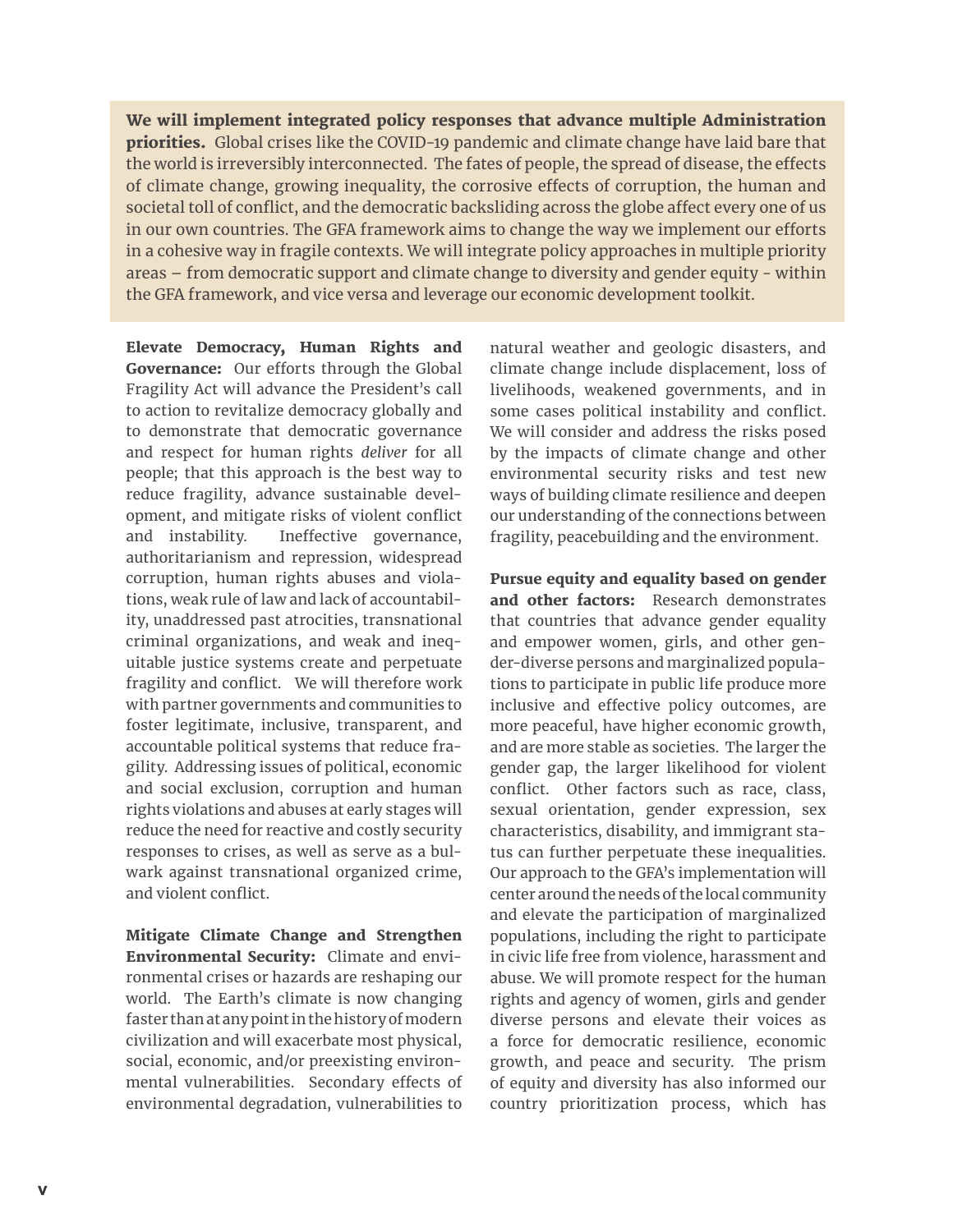**We will implement integrated policy responses that advance multiple Administration priorities.** Global crises like the COVID-19 pandemic and climate change have laid bare that the world is irreversibly interconnected. The fates of people, the spread of disease, the effects of climate change, growing inequality, the corrosive effects of corruption, the human and societal toll of conflict, and the democratic backsliding across the globe affect every one of us in our own countries. The GFA framework aims to change the way we implement our efforts in a cohesive way in fragile contexts. We will integrate policy approaches in multiple priority areas – from democratic support and climate change to diversity and gender equity - within the GFA framework, and vice versa and leverage our economic development toolkit.

**Elevate Democracy, Human Rights and Governance:** Our efforts through the Global Fragility Act will advance the President's call to action to revitalize democracy globally and to demonstrate that democratic governance and respect for human rights *deliver* for all people; that this approach is the best way to reduce fragility, advance sustainable development, and mitigate risks of violent conflict and instability. Ineffective governance, authoritarianism and repression, widespread corruption, human rights abuses and violations, weak rule of law and lack of accountability, unaddressed past atrocities, transnational criminal organizations, and weak and inequitable justice systems create and perpetuate fragility and conflict. We will therefore work with partner governments and communities to foster legitimate, inclusive, transparent, and accountable political systems that reduce fragility. Addressing issues of political, economic and social exclusion, corruption and human rights violations and abuses at early stages will reduce the need for reactive and costly security responses to crises, as well as serve as a bulwark against transnational organized crime, and violent conflict.

**Mitigate Climate Change and Strengthen Environmental Security:** Climate and environmental crises or hazards are reshaping our world. The Earth's climate is now changing faster than at any point in the history of modern civilization and will exacerbate most physical, social, economic, and/or preexisting environmental vulnerabilities. Secondary effects of environmental degradation, vulnerabilities to natural weather and geologic disasters, and climate change include displacement, loss of livelihoods, weakened governments, and in some cases political instability and conflict. We will consider and address the risks posed by the impacts of climate change and other environmental security risks and test new ways of building climate resilience and deepen our understanding of the connections between fragility, peacebuilding and the environment.

**Pursue equity and equality based on gender and other factors:** Research demonstrates that countries that advance gender equality and empower women, girls, and other gender-diverse persons and marginalized populations to participate in public life produce more inclusive and effective policy outcomes, are more peaceful, have higher economic growth, and are more stable as societies. The larger the gender gap, the larger likelihood for violent conflict. Other factors such as race, class, sexual orientation, gender expression, sex characteristics, disability, and immigrant status can further perpetuate these inequalities. Our approach to the GFA's implementation will center around the needs of the local community and elevate the participation of marginalized populations, including the right to participate in civic life free from violence, harassment and abuse. We will promote respect for the human rights and agency of women, girls and gender diverse persons and elevate their voices as a force for democratic resilience, economic growth, and peace and security. The prism of equity and diversity has also informed our country prioritization process, which has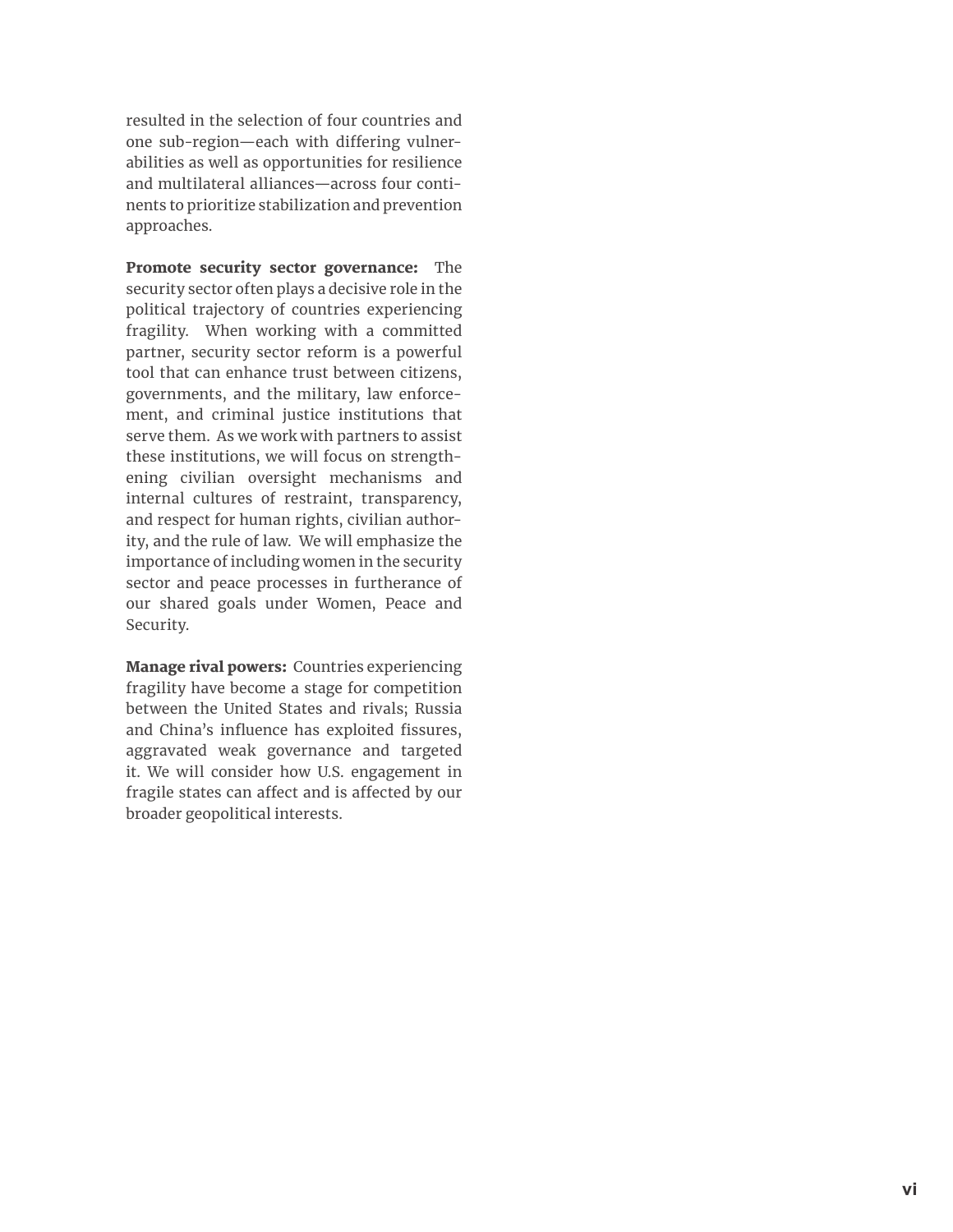resulted in the selection of four countries and one sub-region—each with differing vulnerabilities as well as opportunities for resilience and multilateral alliances—across four continents to prioritize stabilization and prevention approaches.

**Promote security sector governance:** The security sector often plays a decisive role in the political trajectory of countries experiencing fragility. When working with a committed partner, security sector reform is a powerful tool that can enhance trust between citizens, governments, and the military, law enforcement, and criminal justice institutions that serve them. As we work with partners to assist these institutions, we will focus on strengthening civilian oversight mechanisms and internal cultures of restraint, transparency, and respect for human rights, civilian authority, and the rule of law. We will emphasize the importance of including women in the security sector and peace processes in furtherance of our shared goals under Women, Peace and Security.

**Manage rival powers:** Countries experiencing fragility have become a stage for competition between the United States and rivals; Russia and China's influence has exploited fissures, aggravated weak governance and targeted it. We will consider how U.S. engagement in fragile states can affect and is affected by our broader geopolitical interests.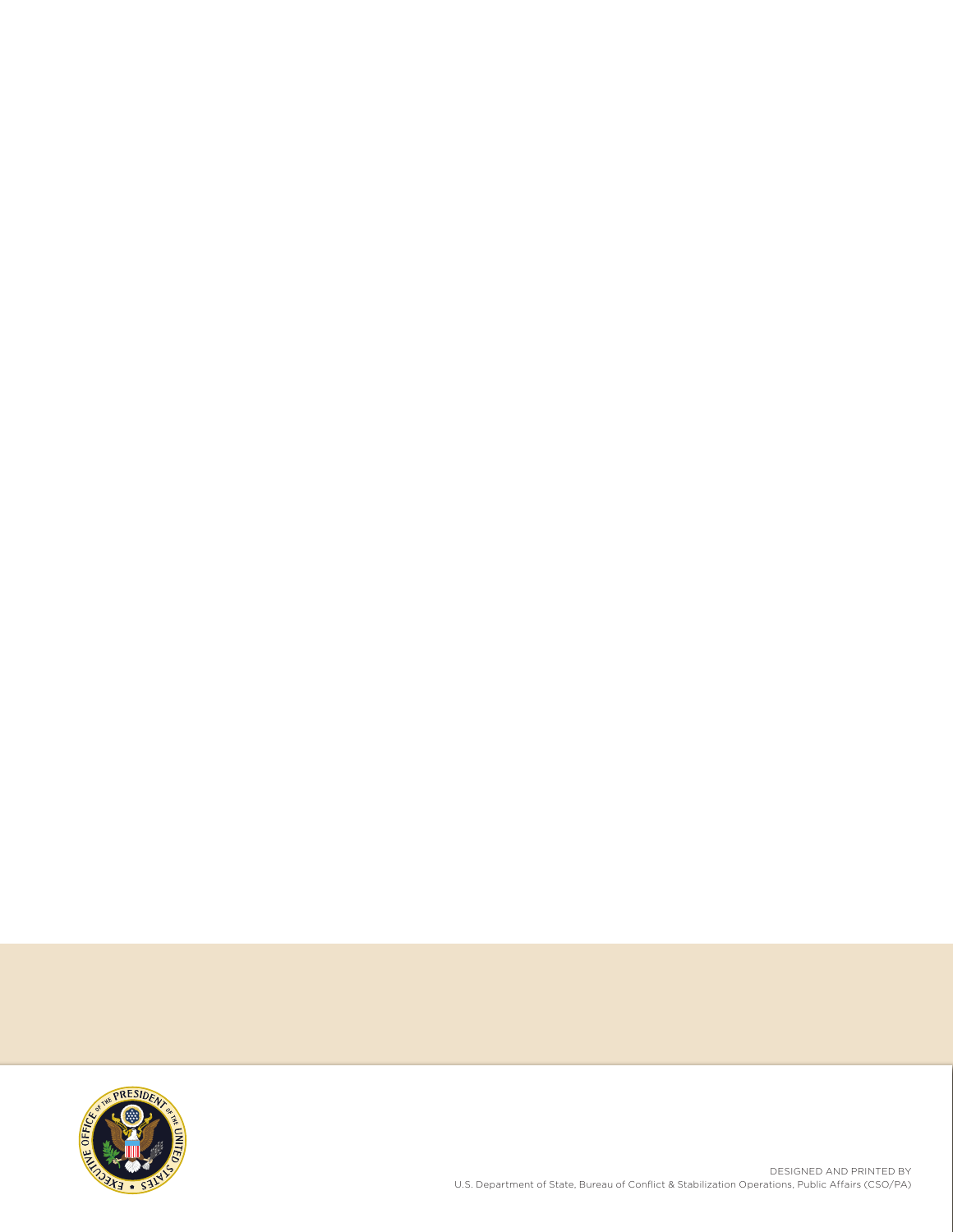DESIGNED AND PRINTED BY
U.S. Department of State, Bureau of Conflict & Stabilization Operations, Public Affairs (CSO/PA)